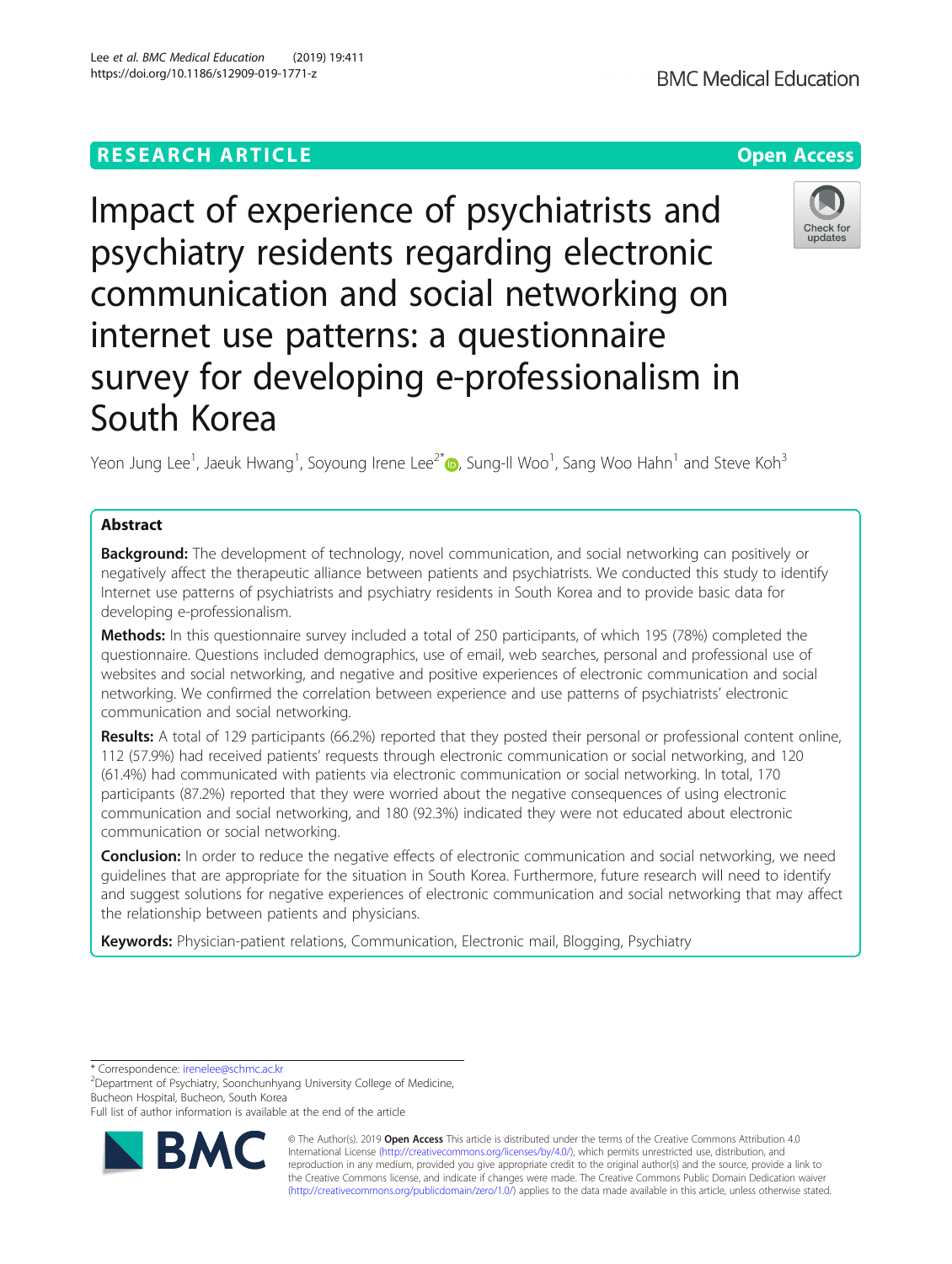RESEARCH ARTICLE

Open Access

# Impact of experience of psychiatrists and psychiatry residents regarding electronic communication and social networking on internet use patterns: a questionnaire survey for developing e-professionalism in South Korea

Yeon Jung Lee[1], Jaeuk Hwang[1], Soyoung Irene Lee[2*], Sung-Il Woo[1], Sang Woo Hahn[1] and Steve Koh[3]

## Abstract

**Background:** The development of technology, novel communication, and social networking can positively or negatively affect the therapeutic alliance between patients and psychiatrists. We conducted this study to identify Internet use patterns of psychiatrists and psychiatry residents in South Korea and to provide basic data for developing e-professionalism.

**Methods:** In this questionnaire survey included a total of 250 participants, of which 195 (78%) completed the questionnaire. Questions included demographics, use of email, web searches, personal and professional use of websites and social networking, and negative and positive experiences of electronic communication and social networking. We confirmed the correlation between experience and use patterns of psychiatrists' electronic communication and social networking.

**Results:** A total of 129 participants (66.2%) reported that they posted their personal or professional content online, 112 (57.9%) had received patients' requests through electronic communication or social networking, and 120 (61.4%) had communicated with patients via electronic communication or social networking. In total, 170 participants (87.2%) reported that they were worried about the negative consequences of using electronic communication and social networking, and 180 (92.3%) indicated they were not educated about electronic communication or social networking.

**Conclusion:** In order to reduce the negative effects of electronic communication and social networking, we need guidelines that are appropriate for the situation in South Korea. Furthermore, future research will need to identify and suggest solutions for negative experiences of electronic communication and social networking that may affect the relationship between patients and physicians.

**Keywords:** Physician-patient relations, Communication, Electronic mail, Blogging, Psychiatry

---

\* Correspondence: irenelee@schmc.ac.kr
[2]Department of Psychiatry, Soonchunhyang University College of Medicine, Bucheon Hospital, Bucheon, South Korea
Full list of author information is available at the end of the article

© The Author(s). 2019 **Open Access** This article is distributed under the terms of the Creative Commons Attribution 4.0 International License (http://creativecommons.org/licenses/by/4.0/), which permits unrestricted use, distribution, and reproduction in any medium, provided you give appropriate credit to the original author(s) and the source, provide a link to the Creative Commons license, and indicate if changes were made. The Creative Commons Public Domain Dedication waiver (http://creativecommons.org/publicdomain/zero/1.0/) applies to the data made available in this article, unless otherwise stated.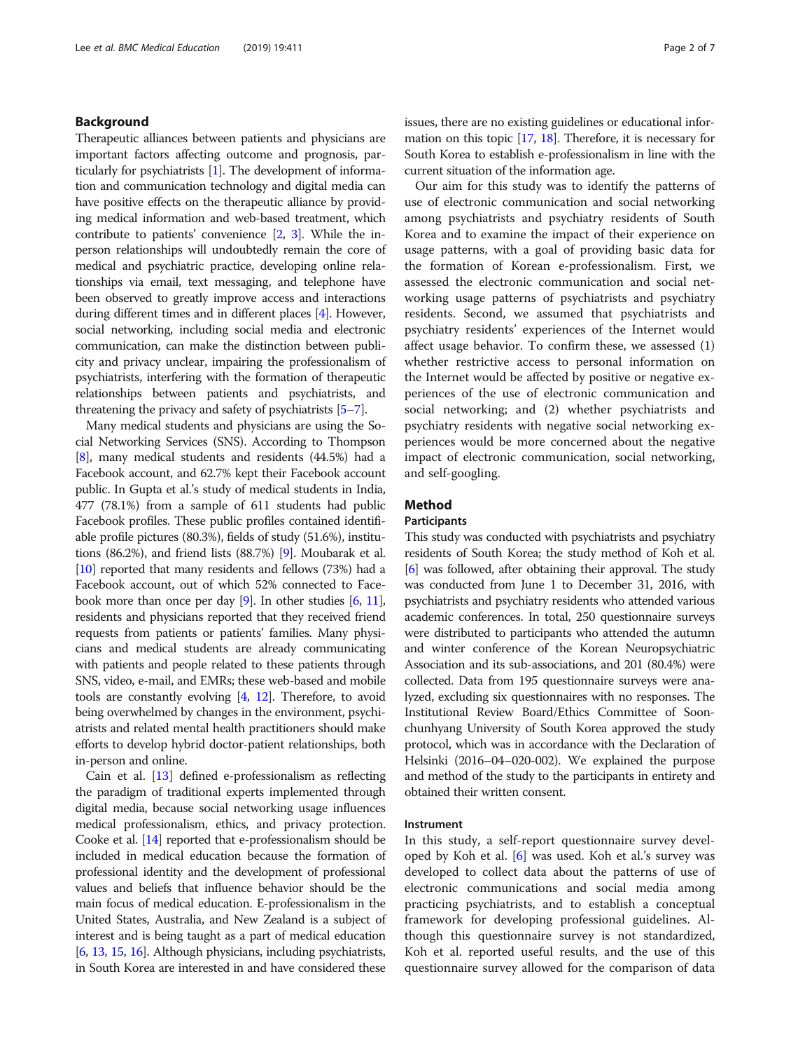## Background

Therapeutic alliances between patients and physicians are important factors affecting outcome and prognosis, particularly for psychiatrists [1]. The development of information and communication technology and digital media can have positive effects on the therapeutic alliance by providing medical information and web-based treatment, which contribute to patients' convenience [2, 3]. While the in-person relationships will undoubtedly remain the core of medical and psychiatric practice, developing online relationships via email, text messaging, and telephone have been observed to greatly improve access and interactions during different times and in different places [4]. However, social networking, including social media and electronic communication, can make the distinction between publicity and privacy unclear, impairing the professionalism of psychiatrists, interfering with the formation of therapeutic relationships between patients and psychiatrists, and threatening the privacy and safety of psychiatrists [5–7].

Many medical students and physicians are using the Social Networking Services (SNS). According to Thompson [8], many medical students and residents (44.5%) had a Facebook account, and 62.7% kept their Facebook account public. In Gupta et al.'s study of medical students in India, 477 (78.1%) from a sample of 611 students had public Facebook profiles. These public profiles contained identifiable profile pictures (80.3%), fields of study (51.6%), institutions (86.2%), and friend lists (88.7%) [9]. Moubarak et al. [10] reported that many residents and fellows (73%) had a Facebook account, out of which 52% connected to Facebook more than once per day [9]. In other studies [6, 11], residents and physicians reported that they received friend requests from patients or patients' families. Many physicians and medical students are already communicating with patients and people related to these patients through SNS, video, e-mail, and EMRs; these web-based and mobile tools are constantly evolving [4, 12]. Therefore, to avoid being overwhelmed by changes in the environment, psychiatrists and related mental health practitioners should make efforts to develop hybrid doctor-patient relationships, both in-person and online.

Cain et al. [13] defined e-professionalism as reflecting the paradigm of traditional experts implemented through digital media, because social networking usage influences medical professionalism, ethics, and privacy protection. Cooke et al. [14] reported that e-professionalism should be included in medical education because the formation of professional identity and the development of professional values and beliefs that influence behavior should be the main focus of medical education. E-professionalism in the United States, Australia, and New Zealand is a subject of interest and is being taught as a part of medical education [6, 13, 15, 16]. Although physicians, including psychiatrists, in South Korea are interested in and have considered these issues, there are no existing guidelines or educational information on this topic [17, 18]. Therefore, it is necessary for South Korea to establish e-professionalism in line with the current situation of the information age.

Our aim for this study was to identify the patterns of use of electronic communication and social networking among psychiatrists and psychiatry residents of South Korea and to examine the impact of their experience on usage patterns, with a goal of providing basic data for the formation of Korean e-professionalism. First, we assessed the electronic communication and social networking usage patterns of psychiatrists and psychiatry residents. Second, we assumed that psychiatrists and psychiatry residents' experiences of the Internet would affect usage behavior. To confirm these, we assessed (1) whether restrictive access to personal information on the Internet would be affected by positive or negative experiences of the use of electronic communication and social networking; and (2) whether psychiatrists and psychiatry residents with negative social networking experiences would be more concerned about the negative impact of electronic communication, social networking, and self-googling.

## Method

### Participants

This study was conducted with psychiatrists and psychiatry residents of South Korea; the study method of Koh et al. [6] was followed, after obtaining their approval. The study was conducted from June 1 to December 31, 2016, with psychiatrists and psychiatry residents who attended various academic conferences. In total, 250 questionnaire surveys were distributed to participants who attended the autumn and winter conference of the Korean Neuropsychiatric Association and its sub-associations, and 201 (80.4%) were collected. Data from 195 questionnaire surveys were analyzed, excluding six questionnaires with no responses. The Institutional Review Board/Ethics Committee of Soonchunhyang University of South Korea approved the study protocol, which was in accordance with the Declaration of Helsinki (2016–04–020-002). We explained the purpose and method of the study to the participants in entirety and obtained their written consent.

### Instrument

In this study, a self-report questionnaire survey developed by Koh et al. [6] was used. Koh et al.'s survey was developed to collect data about the patterns of use of electronic communications and social media among practicing psychiatrists, and to establish a conceptual framework for developing professional guidelines. Although this questionnaire survey is not standardized, Koh et al. reported useful results, and the use of this questionnaire survey allowed for the comparison of data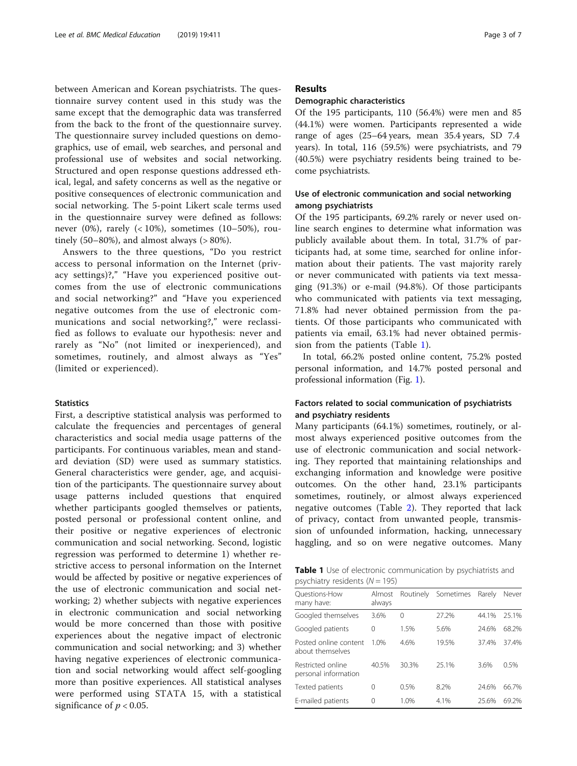between American and Korean psychiatrists. The questionnaire survey content used in this study was the same except that the demographic data was transferred from the back to the front of the questionnaire survey. The questionnaire survey included questions on demographics, use of email, web searches, and personal and professional use of websites and social networking. Structured and open response questions addressed ethical, legal, and safety concerns as well as the negative or positive consequences of electronic communication and social networking. The 5-point Likert scale terms used in the questionnaire survey were defined as follows: never (0%), rarely (< 10%), sometimes (10–50%), routinely (50–80%), and almost always (> 80%).

Answers to the three questions, "Do you restrict access to personal information on the Internet (privacy settings)?," "Have you experienced positive outcomes from the use of electronic communications and social networking?" and "Have you experienced negative outcomes from the use of electronic communications and social networking?," were reclassified as follows to evaluate our hypothesis: never and rarely as "No" (not limited or inexperienced), and sometimes, routinely, and almost always as "Yes" (limited or experienced).

### Statistics

First, a descriptive statistical analysis was performed to calculate the frequencies and percentages of general characteristics and social media usage patterns of the participants. For continuous variables, mean and standard deviation (SD) were used as summary statistics. General characteristics were gender, age, and acquisition of the participants. The questionnaire survey about usage patterns included questions that enquired whether participants googled themselves or patients, posted personal or professional content online, and their positive or negative experiences of electronic communication and social networking. Second, logistic regression was performed to determine 1) whether restrictive access to personal information on the Internet would be affected by positive or negative experiences of the use of electronic communication and social networking; 2) whether subjects with negative experiences in electronic communication and social networking would be more concerned than those with positive experiences about the negative impact of electronic communication and social networking; and 3) whether having negative experiences of electronic communication and social networking would affect self-googling more than positive experiences. All statistical analyses were performed using STATA 15, with a statistical significance of $p < 0.05$.

## Results

### Demographic characteristics

Of the 195 participants, 110 (56.4%) were men and 85 (44.1%) were women. Participants represented a wide range of ages (25–64 years, mean 35.4 years, SD 7.4 years). In total, 116 (59.5%) were psychiatrists, and 79 (40.5%) were psychiatry residents being trained to become psychiatrists.

### Use of electronic communication and social networking among psychiatrists

Of the 195 participants, 69.2% rarely or never used online search engines to determine what information was publicly available about them. In total, 31.7% of participants had, at some time, searched for online information about their patients. The vast majority rarely or never communicated with patients via text messaging (91.3%) or e-mail (94.8%). Of those participants who communicated with patients via text messaging, 71.8% had never obtained permission from the patients. Of those participants who communicated with patients via email, 63.1% had never obtained permission from the patients (Table 1).

In total, 66.2% posted online content, 75.2% posted personal information, and 14.7% posted personal and professional information (Fig. 1).

### Factors related to social communication of psychiatrists and psychiatry residents

Many participants (64.1%) sometimes, routinely, or almost always experienced positive outcomes from the use of electronic communication and social networking. They reported that maintaining relationships and exchanging information and knowledge were positive outcomes. On the other hand, 23.1% participants sometimes, routinely, or almost always experienced negative outcomes (Table 2). They reported that lack of privacy, contact from unwanted people, transmission of unfounded information, hacking, unnecessary haggling, and so on were negative outcomes. Many

**Table 1** Use of electronic communication by psychiatrists and psychiatry residents ($N = 195$)

| Questions-How many have: | Almost always | Routinely | Sometimes | Rarely | Never |
|---|---|---|---|---|---|
| Googled themselves | 3.6% | 0 | 27.2% | 44.1% | 25.1% |
| Googled patients | 0 | 1.5% | 5.6% | 24.6% | 68.2% |
| Posted online content about themselves | 1.0% | 4.6% | 19.5% | 37.4% | 37.4% |
| Restricted online personal information | 40.5% | 30.3% | 25.1% | 3.6% | 0.5% |
| Texted patients | 0 | 0.5% | 8.2% | 24.6% | 66.7% |
| E-mailed patients | 0 | 1.0% | 4.1% | 25.6% | 69.2% |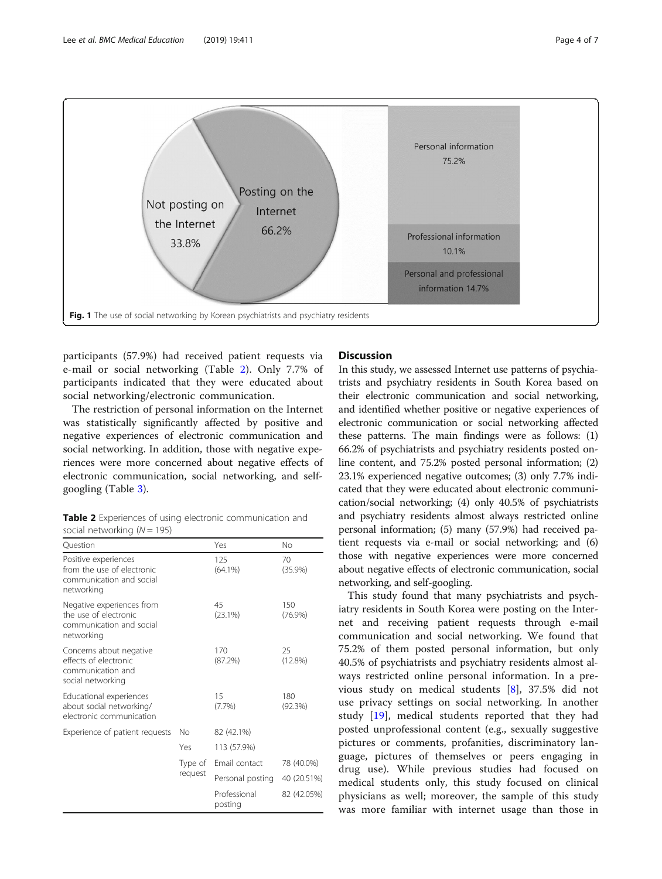Fig. 1 The use of social networking by Korean psychiatrists and psychiatry residents

participants (57.9%) had received patient requests via e-mail or social networking (Table 2). Only 7.7% of participants indicated that they were educated about social networking/electronic communication.

The restriction of personal information on the Internet was statistically significantly affected by positive and negative experiences of electronic communication and social networking. In addition, those with negative experiences were more concerned about negative effects of electronic communication, social networking, and self-googling (Table 3).

**Table 2** Experiences of using electronic communication and social networking ($N = 195$)

| Question | | Yes | No |
|---|---|---|---|
| Positive experiences from the use of electronic communication and social networking | | 125 (64.1%) | 70 (35.9%) |
| Negative experiences from the use of electronic communication and social networking | | 45 (23.1%) | 150 (76.9%) |
| Concerns about negative effects of electronic communication and social networking | | 170 (87.2%) | 25 (12.8%) |
| Educational experiences about social networking/electronic communication | | 15 (7.7%) | 180 (92.3%) |
| Experience of patient requests | No | 82 (42.1%) | |
| | Yes | 113 (57.9%) | |
| | Type of request | Email contact | 78 (40.0%) |
| | | Personal posting | 40 (20.51%) |
| | | Professional posting | 82 (42.05%) |

## Discussion

In this study, we assessed Internet use patterns of psychiatrists and psychiatry residents in South Korea based on their electronic communication and social networking, and identified whether positive or negative experiences of electronic communication or social networking affected these patterns. The main findings were as follows: (1) 66.2% of psychiatrists and psychiatry residents posted online content, and 75.2% posted personal information; (2) 23.1% experienced negative outcomes; (3) only 7.7% indicated that they were educated about electronic communication/social networking; (4) only 40.5% of psychiatrists and psychiatry residents almost always restricted online personal information; (5) many (57.9%) had received patient requests via e-mail or social networking; and (6) those with negative experiences were more concerned about negative effects of electronic communication, social networking, and self-googling.

This study found that many psychiatrists and psychiatry residents in South Korea were posting on the Internet and receiving patient requests through e-mail communication and social networking. We found that 75.2% of them posted personal information, but only 40.5% of psychiatrists and psychiatry residents almost always restricted online personal information. In a previous study on medical students [8], 37.5% did not use privacy settings on social networking. In another study [19], medical students reported that they had posted unprofessional content (e.g., sexually suggestive pictures or comments, profanities, discriminatory language, pictures of themselves or peers engaging in drug use). While previous studies had focused on medical students only, this study focused on clinical physicians as well; moreover, the sample of this study was more familiar with internet usage than those in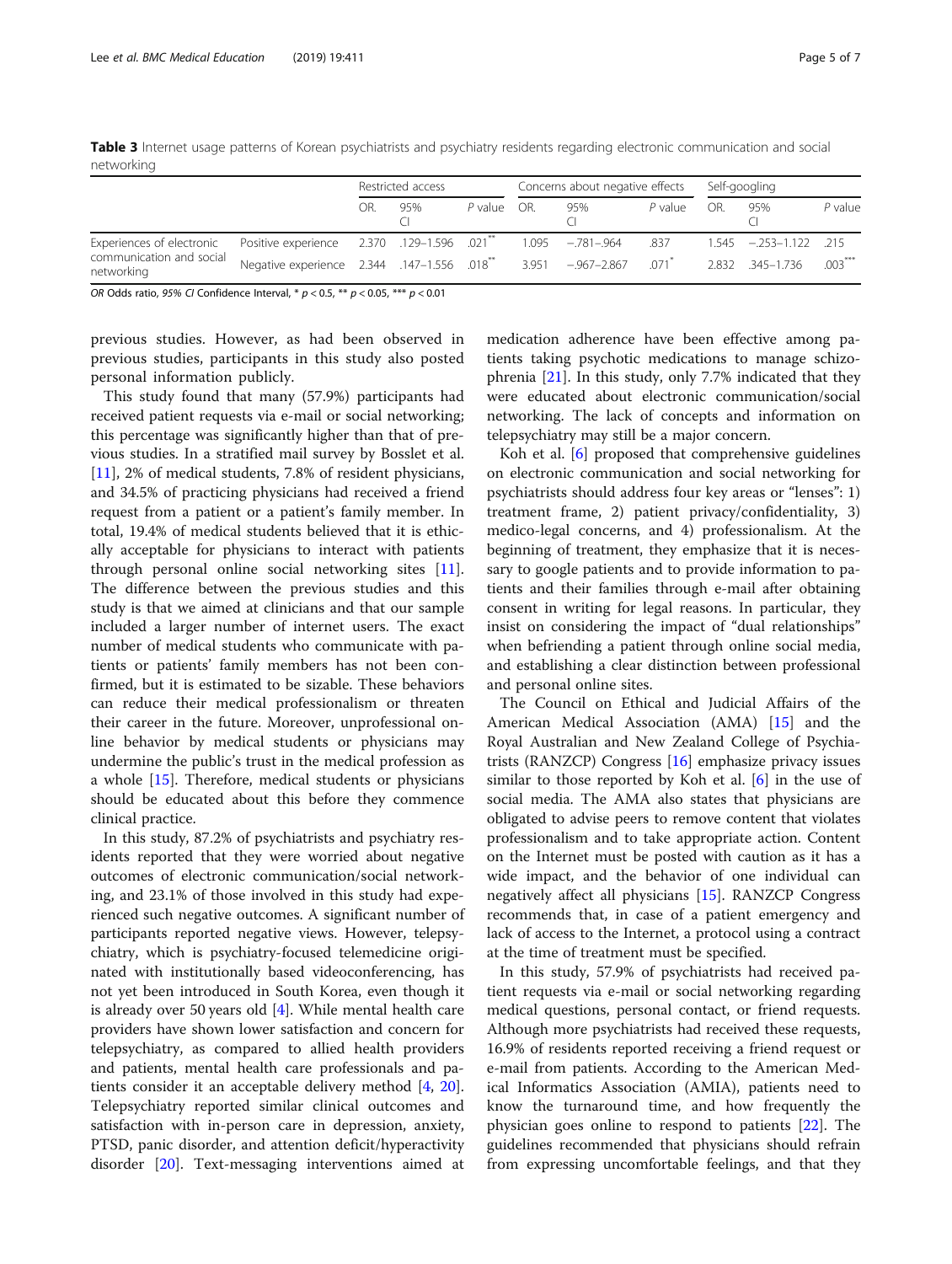**Table 3** Internet usage patterns of Korean psychiatrists and psychiatry residents regarding electronic communication and social networking

| | | Restricted access | | | Concerns about negative effects | | | Self-googling | | |
|---|---|---|---|---|---|---|---|---|---|---|
| | | OR. | 95% CI | P value | OR. | 95% CI | P value | OR. | 95% CI | P value |
| Experiences of electronic communication and social networking | Positive experience | 2.370 | .129–1.596 | .021** | 1.095 | −.781–.964 | .837 | 1.545 | −.253–1.122 | .215 |
| | Negative experience | 2.344 | .147–1.556 | .018** | 3.951 | −.967–2.867 | .071* | 2.832 | .345–1.736 | .003*** |

*OR* Odds ratio, *95% CI* Confidence Interval, * $p < 0.5$, ** $p < 0.05$, *** $p < 0.01$

previous studies. However, as had been observed in previous studies, participants in this study also posted personal information publicly.

This study found that many (57.9%) participants had received patient requests via e-mail or social networking; this percentage was significantly higher than that of previous studies. In a stratified mail survey by Bosslet et al. [11], 2% of medical students, 7.8% of resident physicians, and 34.5% of practicing physicians had received a friend request from a patient or a patient's family member. In total, 19.4% of medical students believed that it is ethically acceptable for physicians to interact with patients through personal online social networking sites [11]. The difference between the previous studies and this study is that we aimed at clinicians and that our sample included a larger number of internet users. The exact number of medical students who communicate with patients or patients' family members has not been confirmed, but it is estimated to be sizable. These behaviors can reduce their medical professionalism or threaten their career in the future. Moreover, unprofessional online behavior by medical students or physicians may undermine the public's trust in the medical profession as a whole [15]. Therefore, medical students or physicians should be educated about this before they commence clinical practice.

In this study, 87.2% of psychiatrists and psychiatry residents reported that they were worried about negative outcomes of electronic communication/social networking, and 23.1% of those involved in this study had experienced such negative outcomes. A significant number of participants reported negative views. However, telepsychiatry, which is psychiatry-focused telemedicine originated with institutionally based videoconferencing, has not yet been introduced in South Korea, even though it is already over 50 years old [4]. While mental health care providers have shown lower satisfaction and concern for telepsychiatry, as compared to allied health providers and patients, mental health care professionals and patients consider it an acceptable delivery method [4, 20]. Telepsychiatry reported similar clinical outcomes and satisfaction with in-person care in depression, anxiety, PTSD, panic disorder, and attention deficit/hyperactivity disorder [20]. Text-messaging interventions aimed at medication adherence have been effective among patients taking psychotic medications to manage schizophrenia [21]. In this study, only 7.7% indicated that they were educated about electronic communication/social networking. The lack of concepts and information on telepsychiatry may still be a major concern.

Koh et al. [6] proposed that comprehensive guidelines on electronic communication and social networking for psychiatrists should address four key areas or "lenses": 1) treatment frame, 2) patient privacy/confidentiality, 3) medico-legal concerns, and 4) professionalism. At the beginning of treatment, they emphasize that it is necessary to google patients and to provide information to patients and their families through e-mail after obtaining consent in writing for legal reasons. In particular, they insist on considering the impact of "dual relationships" when befriending a patient through online social media, and establishing a clear distinction between professional and personal online sites.

The Council on Ethical and Judicial Affairs of the American Medical Association (AMA) [15] and the Royal Australian and New Zealand College of Psychiatrists (RANZCP) Congress [16] emphasize privacy issues similar to those reported by Koh et al. [6] in the use of social media. The AMA also states that physicians are obligated to advise peers to remove content that violates professionalism and to take appropriate action. Content on the Internet must be posted with caution as it has a wide impact, and the behavior of one individual can negatively affect all physicians [15]. RANZCP Congress recommends that, in case of a patient emergency and lack of access to the Internet, a protocol using a contract at the time of treatment must be specified.

In this study, 57.9% of psychiatrists had received patient requests via e-mail or social networking regarding medical questions, personal contact, or friend requests. Although more psychiatrists had received these requests, 16.9% of residents reported receiving a friend request or e-mail from patients. According to the American Medical Informatics Association (AMIA), patients need to know the turnaround time, and how frequently the physician goes online to respond to patients [22]. The guidelines recommended that physicians should refrain from expressing uncomfortable feelings, and that they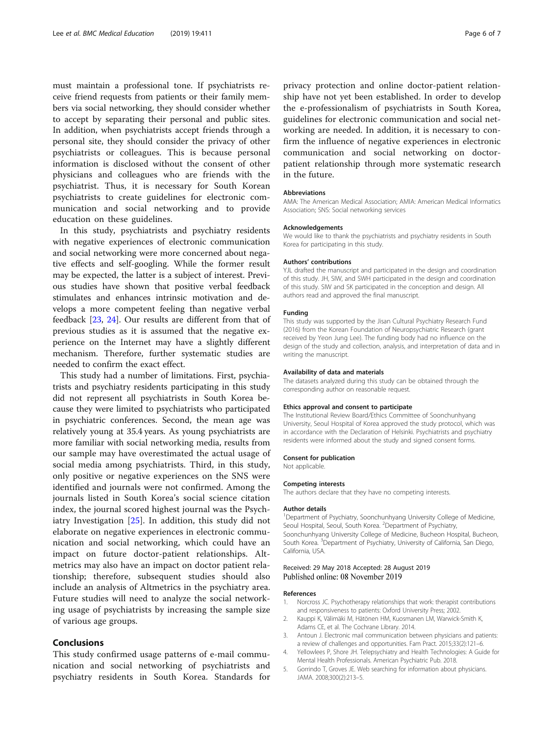must maintain a professional tone. If psychiatrists receive friend requests from patients or their family members via social networking, they should consider whether to accept by separating their personal and public sites. In addition, when psychiatrists accept friends through a personal site, they should consider the privacy of other psychiatrists or colleagues. This is because personal information is disclosed without the consent of other physicians and colleagues who are friends with the psychiatrist. Thus, it is necessary for South Korean psychiatrists to create guidelines for electronic communication and social networking and to provide education on these guidelines.

In this study, psychiatrists and psychiatry residents with negative experiences of electronic communication and social networking were more concerned about negative effects and self-googling. While the former result may be expected, the latter is a subject of interest. Previous studies have shown that positive verbal feedback stimulates and enhances intrinsic motivation and develops a more competent feeling than negative verbal feedback [23, 24]. Our results are different from that of previous studies as it is assumed that the negative experience on the Internet may have a slightly different mechanism. Therefore, further systematic studies are needed to confirm the exact effect.

This study had a number of limitations. First, psychiatrists and psychiatry residents participating in this study did not represent all psychiatrists in South Korea because they were limited to psychiatrists who participated in psychiatric conferences. Second, the mean age was relatively young at 35.4 years. As young psychiatrists are more familiar with social networking media, results from our sample may have overestimated the actual usage of social media among psychiatrists. Third, in this study, only positive or negative experiences on the SNS were identified and journals were not confirmed. Among the journals listed in South Korea's social science citation index, the journal scored highest journal was the Psychiatry Investigation [25]. In addition, this study did not elaborate on negative experiences in electronic communication and social networking, which could have an impact on future doctor-patient relationships. Altmetrics may also have an impact on doctor patient relationship; therefore, subsequent studies should also include an analysis of Altmetrics in the psychiatry area. Future studies will need to analyze the social networking usage of psychiatrists by increasing the sample size of various age groups.

## Conclusions

This study confirmed usage patterns of e-mail communication and social networking of psychiatrists and psychiatry residents in South Korea. Standards for privacy protection and online doctor-patient relationship have not yet been established. In order to develop the e-professionalism of psychiatrists in South Korea, guidelines for electronic communication and social networking are needed. In addition, it is necessary to confirm the influence of negative experiences in electronic communication and social networking on doctor-patient relationship through more systematic research in the future.

#### Abbreviations

AMA: The American Medical Association; AMIA: American Medical Informatics Association; SNS: Social networking services

#### Acknowledgements

We would like to thank the psychiatrists and psychiatry residents in South Korea for participating in this study.

#### Authors' contributions

YJL drafted the manuscript and participated in the design and coordination of this study. JH, SIW, and SWH participated in the design and coordination of this study. SIW and SK participated in the conception and design. All authors read and approved the final manuscript.

#### Funding

This study was supported by the Jisan Cultural Psychiatry Research Fund (2016) from the Korean Foundation of Neuropsychiatric Research (grant received by Yeon Jung Lee). The funding body had no influence on the design of the study and collection, analysis, and interpretation of data and in writing the manuscript.

#### Availability of data and materials

The datasets analyzed during this study can be obtained through the corresponding author on reasonable request.

#### Ethics approval and consent to participate

The Institutional Review Board/Ethics Committee of Soonchunhyang University, Seoul Hospital of Korea approved the study protocol, which was in accordance with the Declaration of Helsinki. Psychiatrists and psychiatry residents were informed about the study and signed consent forms.

#### Consent for publication

Not applicable.

#### Competing interests

The authors declare that they have no competing interests.

#### Author details

[1]Department of Psychiatry, Soonchunhyang University College of Medicine, Seoul Hospital, Seoul, South Korea. [2]Department of Psychiatry, Soonchunhyang University College of Medicine, Bucheon Hospital, Bucheon, South Korea. [3]Department of Psychiatry, University of California, San Diego, California, USA.

Received: 29 May 2018 Accepted: 28 August 2019
Published online: 08 November 2019

#### References

1. Norcross JC. Psychotherapy relationships that work: therapist contributions and responsiveness to patients: Oxford University Press; 2002.
2. Kauppi K, Välimäki M, Hätönen HM, Kuosmanen LM, Warwick-Smith K, Adams CE, et al. The Cochrane Library. 2014.
3. Antoun J. Electronic mail communication between physicians and patients: a review of challenges and opportunities. Fam Pract. 2015;33(2):121–6.
4. Yellowlees P, Shore JH. Telepsychiatry and Health Technologies: A Guide for Mental Health Professionals. American Psychiatric Pub. 2018.
5. Gorrindo T, Groves JE. Web searching for information about physicians. JAMA. 2008;300(2):213–5.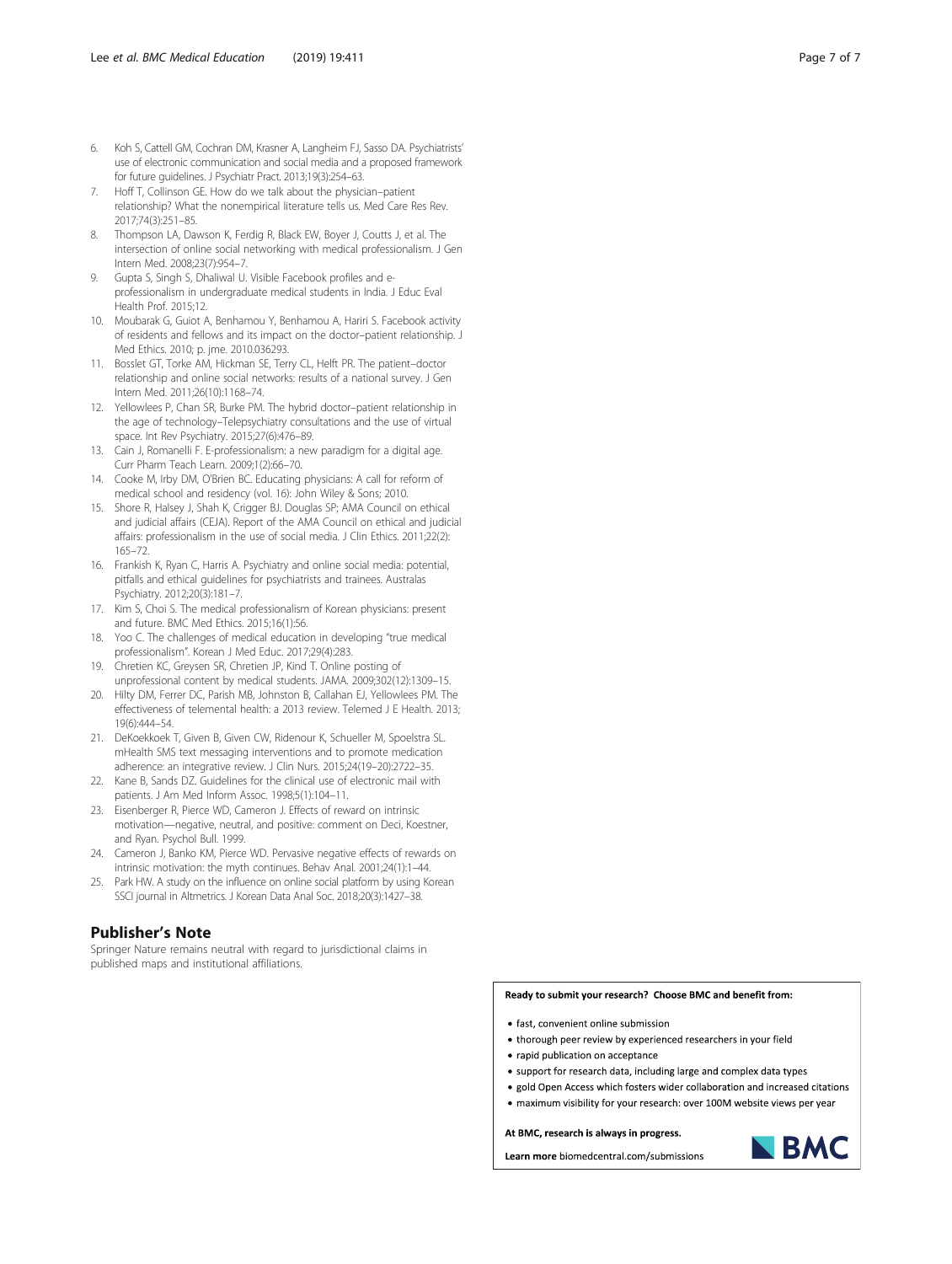6. Koh S, Cattell GM, Cochran DM, Krasner A, Langheim FJ, Sasso DA. Psychiatrists' use of electronic communication and social media and a proposed framework for future guidelines. J Psychiatr Pract. 2013;19(3):254–63.
7. Hoff T, Collinson GE. How do we talk about the physician–patient relationship? What the nonempirical literature tells us. Med Care Res Rev. 2017;74(3):251–85.
8. Thompson LA, Dawson K, Ferdig R, Black EW, Boyer J, Coutts J, et al. The intersection of online social networking with medical professionalism. J Gen Intern Med. 2008;23(7):954–7.
9. Gupta S, Singh S, Dhaliwal U. Visible Facebook profiles and e-professionalism in undergraduate medical students in India. J Educ Eval Health Prof. 2015;12.
10. Moubarak G, Guiot A, Benhamou Y, Benhamou A, Hariri S. Facebook activity of residents and fellows and its impact on the doctor–patient relationship. J Med Ethics. 2010; p. jme. 2010.036293.
11. Bosslet GT, Torke AM, Hickman SE, Terry CL, Helft PR. The patient–doctor relationship and online social networks: results of a national survey. J Gen Intern Med. 2011;26(10):1168–74.
12. Yellowlees P, Chan SR, Burke PM. The hybrid doctor–patient relationship in the age of technology–Telepsychiatry consultations and the use of virtual space. Int Rev Psychiatry. 2015;27(6):476–89.
13. Cain J, Romanelli F. E-professionalism: a new paradigm for a digital age. Curr Pharm Teach Learn. 2009;1(2):66–70.
14. Cooke M, Irby DM, O'Brien BC. Educating physicians: A call for reform of medical school and residency (vol. 16): John Wiley & Sons; 2010.
15. Shore R, Halsey J, Shah K, Crigger BJ. Douglas SP; AMA Council on ethical and judicial affairs (CEJA). Report of the AMA Council on ethical and judicial affairs: professionalism in the use of social media. J Clin Ethics. 2011;22(2): 165–72.
16. Frankish K, Ryan C, Harris A. Psychiatry and online social media: potential, pitfalls and ethical guidelines for psychiatrists and trainees. Australas Psychiatry. 2012;20(3):181–7.
17. Kim S, Choi S. The medical professionalism of Korean physicians: present and future. BMC Med Ethics. 2015;16(1):56.
18. Yoo C. The challenges of medical education in developing "true medical professionalism". Korean J Med Educ. 2017;29(4):283.
19. Chretien KC, Greysen SR, Chretien JP, Kind T. Online posting of unprofessional content by medical students. JAMA. 2009;302(12):1309–15.
20. Hilty DM, Ferrer DC, Parish MB, Johnston B, Callahan EJ, Yellowlees PM. The effectiveness of telemental health: a 2013 review. Telemed J E Health. 2013; 19(6):444–54.
21. DeKoekkoek T, Given B, Given CW, Ridenour K, Schueller M, Spoelstra SL. mHealth SMS text messaging interventions and to promote medication adherence: an integrative review. J Clin Nurs. 2015;24(19–20):2722–35.
22. Kane B, Sands DZ. Guidelines for the clinical use of electronic mail with patients. J Am Med Inform Assoc. 1998;5(1):104–11.
23. Eisenberger R, Pierce WD, Cameron J. Effects of reward on intrinsic motivation—negative, neutral, and positive: comment on Deci, Koestner, and Ryan. Psychol Bull. 1999.
24. Cameron J, Banko KM, Pierce WD. Pervasive negative effects of rewards on intrinsic motivation: the myth continues. Behav Anal. 2001;24(1):1–44.
25. Park HW. A study on the influence on online social platform by using Korean SSCI journal in Altmetrics. J Korean Data Anal Soc. 2018;20(3):1427–38.

## Publisher's Note

Springer Nature remains neutral with regard to jurisdictional claims in published maps and institutional affiliations.

**Ready to submit your research? Choose BMC and benefit from:**

- fast, convenient online submission
- thorough peer review by experienced researchers in your field
- rapid publication on acceptance
- support for research data, including large and complex data types
- gold Open Access which fosters wider collaboration and increased citations
- maximum visibility for your research: over 100M website views per year

**At BMC, research is always in progress.**

**Learn more** biomedcentral.com/submissions

BMC